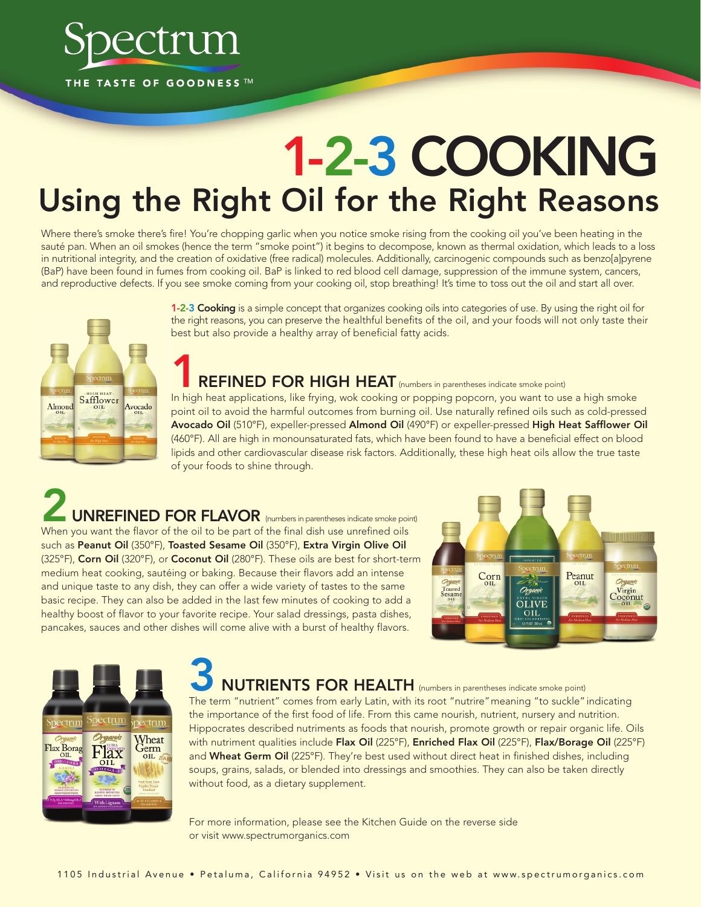# Spectrum

THE TASTE OF GOODNESS ™

# 1-2-3 COOKING

## Using the Right Oil for the Right Reasons

Where there's smoke there's fire! You're chopping garlic when you notice smoke rising from the cooking oil you've been heating in the sauté pan. When an oil smokes (hence the term "smoke point") it begins to decompose, known as thermal oxidation, which leads to a loss in nutritional integrity, and the creation of oxidative (free radical) molecules. Additionally, carcinogenic compounds such as benzo[a]pyrene (BaP) have been found in fumes from cooking oil. BaP is linked to red blood cell damage, suppression of the immune system, cancers, and reproductive defects. If you see smoke coming from your cooking oil, stop breathing! It's time to toss out the oil and start all over.

1-2-3 **Cooking** is a simple concept that organizes cooking oils into categories of use. By using the right oil for the right reasons, you can preserve the healthful benefits of the oil, and your foods will not only taste their best but also provide a healthy array of beneficial fatty acids.

### 1 REFINED FOR HIGH HEAT (numbers in parentheses indicate smoke point)

In high heat applications, like frying, wok cooking or popping popcorn, you want to use a high smoke point oil to avoid the harmful outcomes from burning oil. Use naturally refined oils such as cold-pressed **Avocado Oil** (510°F), expeller-pressed **Almond Oil** (490°F) or expeller-pressed **High Heat Safflower Oil** (460°F). All are high in monounsaturated fats, which have been found to have a beneficial effect on blood lipids and other cardiovascular disease risk factors. Additionally, these high heat oils allow the true taste of your foods to shine through.

### 2 UNREFINED FOR FLAVOR (numbers in parentheses indicate smoke point)

When you want the flavor of the oil to be part of the final dish use unrefined oils such as **Peanut Oil** (350°F), **Toasted Sesame Oil** (350°F), **Extra Virgin Olive Oil** (325°F), **Corn Oil** (320°F), or **Coconut Oil** (280°F). These oils are best for short-term medium heat cooking, sautéing or baking. Because their flavors add an intense and unique taste to any dish, they can offer a wide variety of tastes to the same basic recipe. They can also be added in the last few minutes of cooking to add a healthy boost of flavor to your favorite recipe. Your salad dressings, pasta dishes, pancakes, sauces and other dishes will come alive with a burst of healthy flavors.

### 3 NUTRIENTS FOR HEALTH (numbers in parentheses indicate smoke point)

The term "nutrient" comes from early Latin, with its root "nutrire" meaning "to suckle" indicating the importance of the first food of life. From this came nourish, nutrient, nursery and nutrition. Hippocrates described nutriments as foods that nourish, promote growth or repair organic life. Oils with nutriment qualities include **Flax Oil** (225°F), **Enriched Flax Oil** (225°F), **Flax/Borage Oil** (225°F) and **Wheat Germ Oil** (225°F). They're best used without direct heat in finished dishes, including soups, grains, salads, or blended into dressings and smoothies. They can also be taken directly without food, as a dietary supplement.

For more information, please see the Kitchen Guide on the reverse side or visit www.spectrumorganics.com

1105 Industrial Avenue • Petaluma, California 94952 • Visit us on the web at www.spectrumorganics.com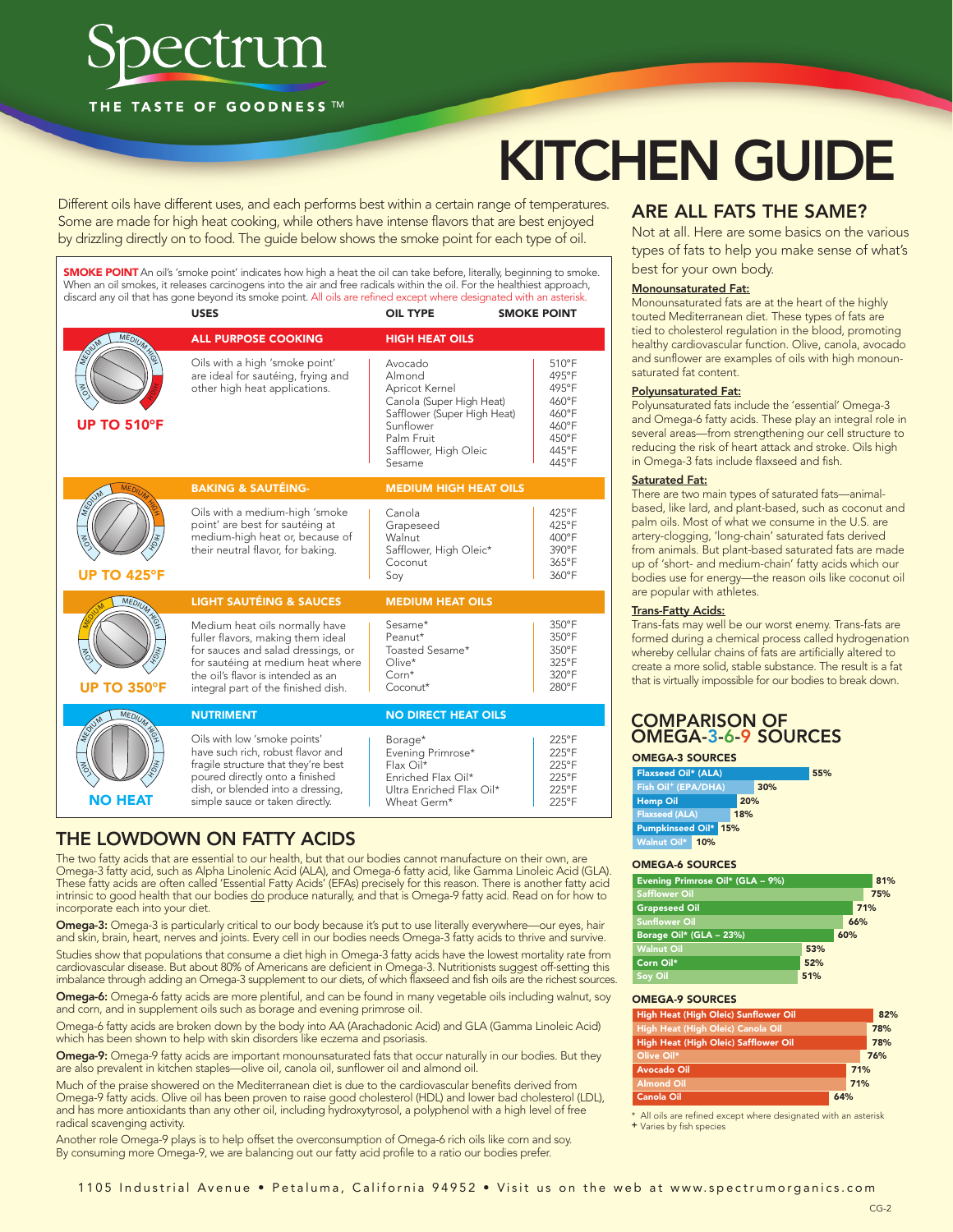# Spectrum

THE TASTE OF GOODNESS ™

# KITCHEN GUIDE

Different oils have different uses, and each performs best within a certain range of temperatures. Some are made for high heat cooking, while others have intense flavors that are best enjoyed by drizzling directly on to food. The guide below shows the smoke point for each type of oil.

**SMOKE POINT** An oil's 'smoke point' indicates how high a heat the oil can take before, literally, beginning to smoke. When an oil smokes, it releases carcinogens into the air and free radicals within the oil. For the healthiest approach, discard any oil that has gone beyond its smoke point. All oils are refined except where designated with an asterisk.

| | USES | OIL TYPE | SMOKE POINT |
|---|---|---|---|
| **UP TO 510°F** | **ALL PURPOSE COOKING** — Oils with a high 'smoke point' are ideal for sautéing, frying and other high heat applications. | **HIGH HEAT OILS** | |
| | | Avocado | 510°F |
| | | Almond | 495°F |
| | | Apricot Kernel | 495°F |
| | | Canola (Super High Heat) | 460°F |
| | | Safflower (Super High Heat) | 460°F |
| | | Sunflower | 460°F |
| | | Palm Fruit | 450°F |
| | | Safflower, High Oleic | 445°F |
| | | Sesame | 445°F |
| **UP TO 425°F** | **BAKING & SAUTÉING** — Oils with a medium-high 'smoke point' are best for sautéing at medium-high heat or, because of their neutral flavor, for baking. | **MEDIUM HIGH HEAT OILS** | |
| | | Canola | 425°F |
| | | Grapeseed | 425°F |
| | | Walnut | 400°F |
| | | Safflower, High Oleic* | 390°F |
| | | Coconut | 365°F |
| | | Soy | 360°F |
| **UP TO 350°F** | **LIGHT SAUTÉING & SAUCES** — Medium heat oils normally have fuller flavors, making them ideal for sauces and salad dressings, or for sautéing at medium heat where the oil's flavor is intended as an integral part of the finished dish. | **MEDIUM HEAT OILS** | |
| | | Sesame* | 350°F |
| | | Peanut* | 350°F |
| | | Toasted Sesame* | 350°F |
| | | Olive* | 325°F |
| | | Corn* | 320°F |
| | | Coconut* | 280°F |
| **NO HEAT** | **NUTRIMENT** — Oils with low 'smoke points' have such rich, robust flavor and fragile structure that they're best poured directly onto a finished dish, or blended into a dressing, simple sauce or taken directly. | **NO DIRECT HEAT OILS** | |
| | | Borage* | 225°F |
| | | Evening Primrose* | 225°F |
| | | Flax Oil* | 225°F |
| | | Enriched Flax Oil* | 225°F |
| | | Ultra Enriched Flax Oil* | 225°F |
| | | Wheat Germ* | 225°F |

## THE LOWDOWN ON FATTY ACIDS

The two fatty acids that are essential to our health, but that our bodies cannot manufacture on their own, are Omega-3 fatty acid, such as Alpha Linolenic Acid (ALA), and Omega-6 fatty acid, like Gamma Linoleic Acid (GLA). These fatty acids are often called 'Essential Fatty Acids' (EFAs) precisely for this reason. There is another fatty acid intrinsic to good health that our bodies do produce naturally, and that is Omega-9 fatty acid. Read on for how to incorporate each into your diet.

**Omega-3:** Omega-3 is particularly critical to our body because it's put to use literally everywhere—our eyes, hair and skin, brain, heart, nerves and joints. Every cell in our bodies needs Omega-3 fatty acids to thrive and survive.

Studies show that populations that consume a diet high in Omega-3 fatty acids have the lowest mortality rate from cardiovascular disease. But about 80% of Americans are deficient in Omega-3. Nutritionists suggest off-setting this imbalance through adding an Omega-3 supplement to our diets, of which flaxseed and fish oils are the richest sources.

**Omega-6:** Omega-6 fatty acids are more plentiful, and can be found in many vegetable oils including walnut, soy and corn, and in supplement oils such as borage and evening primrose oil.

Omega-6 fatty acids are broken down by the body into AA (Arachadonic Acid) and GLA (Gamma Linoleic Acid) which has been shown to help with skin disorders like eczema and psoriasis.

**Omega-9:** Omega-9 fatty acids are important monounsaturated fats that occur naturally in our bodies. But they are also prevalent in kitchen staples—olive oil, canola oil, sunflower oil and almond oil.

Much of the praise showered on the Mediterranean diet is due to the cardiovascular benefits derived from Omega-9 fatty acids. Olive oil has been proven to raise good cholesterol (HDL) and lower bad cholesterol (LDL), and has more antioxidants than any other oil, including hydroxytyrosol, a polyphenol with a high level of free radical scavenging activity.

Another role Omega-9 plays is to help offset the overconsumption of Omega-6 rich oils like corn and soy. By consuming more Omega-9, we are balancing out our fatty acid profile to a ratio our bodies prefer.

## ARE ALL FATS THE SAME?

Not at all. Here are some basics on the various types of fats to help you make sense of what's best for your own body.

**Monounsaturated Fat:**
Monounsaturated fats are at the heart of the highly touted Mediterranean diet. These types of fats are tied to cholesterol regulation in the blood, promoting healthy cardiovascular function. Olive, canola, avocado and sunflower are examples of oils with high monounsaturated fat content.

**Polyunsaturated Fat:**
Polyunsaturated fats include the 'essential' Omega-3 and Omega-6 fatty acids. These play an integral role in several areas—from strengthening our cell structure to reducing the risk of heart attack and stroke. Oils high in Omega-3 fats include flaxseed and fish.

**Saturated Fat:**
There are two main types of saturated fats—animal-based, like lard, and plant-based, such as coconut and palm oils. Most of what we consume in the U.S. are artery-clogging, 'long-chain' saturated fats derived from animals. But plant-based saturated fats are made up of 'short- and medium-chain' fatty acids which our bodies use for energy—the reason oils like coconut oil are popular with athletes.

**Trans-Fatty Acids:**
Trans-fats may well be our worst enemy. Trans-fats are formed during a chemical process called hydrogenation whereby cellular chains of fats are artificially altered to create a more solid, stable substance. The result is a fat that is virtually impossible for our bodies to break down.

## COMPARISON OF OMEGA-3-6-9 SOURCES

**OMEGA-3 SOURCES**

Flaxseed Oil* (ALA) 55%
Fish Oil+ (EPA/DHA) 30%
Hemp Oil 20%
Flaxseed (ALA) 18%
Pumpkinseed Oil* 15%
Walnut Oil* 10%

**OMEGA-6 SOURCES**

Evening Primrose Oil* (GLA – 9%) 81%
Safflower Oil 75%
Grapeseed Oil 71%
Sunflower Oil 66%
Borage Oil* (GLA – 23%) 60%
Walnut Oil 53%
Corn Oil* 52%
Soy Oil 51%

**OMEGA-9 SOURCES**

High Heat (High Oleic) Sunflower Oil 82%
High Heat (High Oleic) Canola Oil 78%
High Heat (High Oleic) Safflower Oil 78%
Olive Oil* 76%
Avocado Oil 71%
Almond Oil 71%
Canola Oil 64%

\* All oils are refined except where designated with an asterisk
+ Varies by fish species

1105 Industrial Avenue • Petaluma, California 94952 • Visit us on the web at www.spectrumorganics.com

CG-2